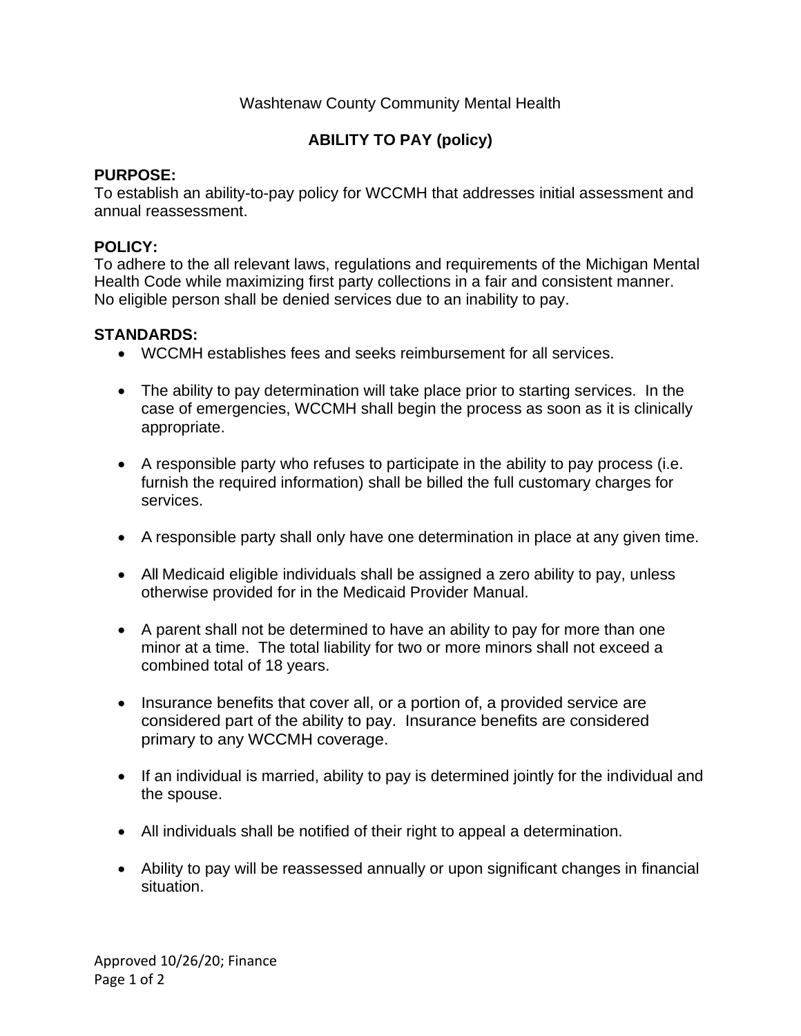Washtenaw County Community Mental Health

# ABILITY TO PAY (policy)

**PURPOSE:**
To establish an ability-to-pay policy for WCCMH that addresses initial assessment and annual reassessment.

**POLICY:**
To adhere to the all relevant laws, regulations and requirements of the Michigan Mental Health Code while maximizing first party collections in a fair and consistent manner. No eligible person shall be denied services due to an inability to pay.

**STANDARDS:**

- WCCMH establishes fees and seeks reimbursement for all services.
- The ability to pay determination will take place prior to starting services. In the case of emergencies, WCCMH shall begin the process as soon as it is clinically appropriate.
- A responsible party who refuses to participate in the ability to pay process (i.e. furnish the required information) shall be billed the full customary charges for services.
- A responsible party shall only have one determination in place at any given time.
- All Medicaid eligible individuals shall be assigned a zero ability to pay, unless otherwise provided for in the Medicaid Provider Manual.
- A parent shall not be determined to have an ability to pay for more than one minor at a time. The total liability for two or more minors shall not exceed a combined total of 18 years.
- Insurance benefits that cover all, or a portion of, a provided service are considered part of the ability to pay. Insurance benefits are considered primary to any WCCMH coverage.
- If an individual is married, ability to pay is determined jointly for the individual and the spouse.
- All individuals shall be notified of their right to appeal a determination.
- Ability to pay will be reassessed annually or upon significant changes in financial situation.

Approved 10/26/20; Finance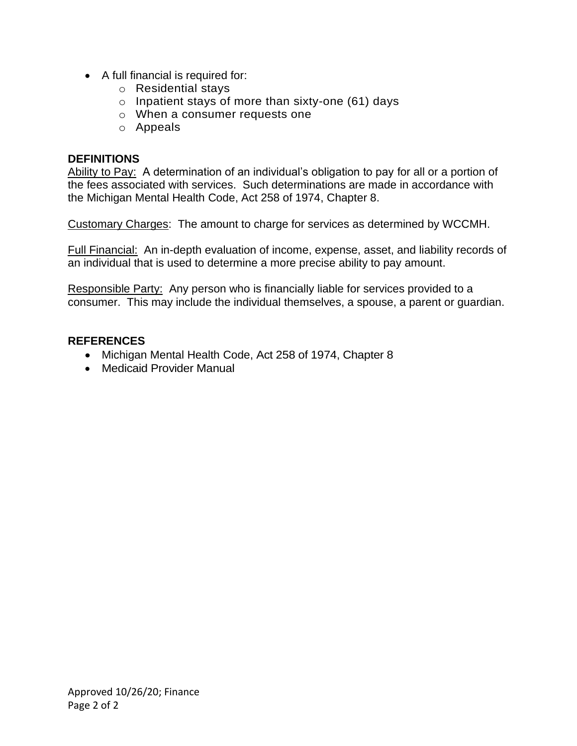- A full financial is required for:
  - Residential stays
  - Inpatient stays of more than sixty-one (61) days
  - When a consumer requests one
  - Appeals

## DEFINITIONS

Ability to Pay: A determination of an individual's obligation to pay for all or a portion of the fees associated with services. Such determinations are made in accordance with the Michigan Mental Health Code, Act 258 of 1974, Chapter 8.

Customary Charges: The amount to charge for services as determined by WCCMH.

Full Financial: An in-depth evaluation of income, expense, asset, and liability records of an individual that is used to determine a more precise ability to pay amount.

Responsible Party: Any person who is financially liable for services provided to a consumer. This may include the individual themselves, a spouse, a parent or guardian.

## REFERENCES

- Michigan Mental Health Code, Act 258 of 1974, Chapter 8
- Medicaid Provider Manual

Approved 10/26/20; Finance